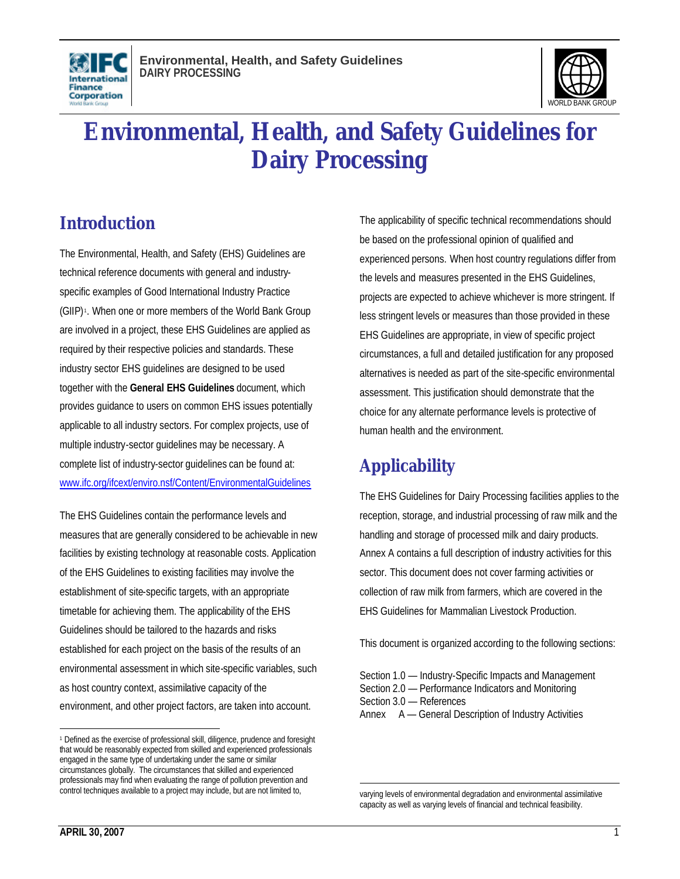# Environmental, Health, and Safety Guidelines for Dairy Processing

## Introduction

The Environmental, Health, and Safety (EHS) Guidelines are technical reference documents with general and industry-specific examples of Good International Industry Practice (GIIP)[1]. When one or more members of the World Bank Group are involved in a project, these EHS Guidelines are applied as required by their respective policies and standards. These industry sector EHS guidelines are designed to be used together with the **General EHS Guidelines** document, which provides guidance to users on common EHS issues potentially applicable to all industry sectors. For complex projects, use of multiple industry-sector guidelines may be necessary. A complete list of industry-sector guidelines can be found at: www.ifc.org/ifcext/enviro.nsf/Content/EnvironmentalGuidelines

The EHS Guidelines contain the performance levels and measures that are generally considered to be achievable in new facilities by existing technology at reasonable costs. Application of the EHS Guidelines to existing facilities may involve the establishment of site-specific targets, with an appropriate timetable for achieving them. The applicability of the EHS Guidelines should be tailored to the hazards and risks established for each project on the basis of the results of an environmental assessment in which site-specific variables, such as host country context, assimilative capacity of the environment, and other project factors, are taken into account. The applicability of specific technical recommendations should be based on the professional opinion of qualified and experienced persons. When host country regulations differ from the levels and measures presented in the EHS Guidelines, projects are expected to achieve whichever is more stringent. If less stringent levels or measures than those provided in these EHS Guidelines are appropriate, in view of specific project circumstances, a full and detailed justification for any proposed alternatives is needed as part of the site-specific environmental assessment. This justification should demonstrate that the choice for any alternate performance levels is protective of human health and the environment.

## Applicability

The EHS Guidelines for Dairy Processing facilities applies to the reception, storage, and industrial processing of raw milk and the handling and storage of processed milk and dairy products. Annex A contains a full description of industry activities for this sector. This document does not cover farming activities or collection of raw milk from farmers, which are covered in the EHS Guidelines for Mammalian Livestock Production.

This document is organized according to the following sections:

Section 1.0 — Industry-Specific Impacts and Management
Section 2.0 — Performance Indicators and Monitoring
Section 3.0 — References
Annex A — General Description of Industry Activities

---

[1] Defined as the exercise of professional skill, diligence, prudence and foresight that would be reasonably expected from skilled and experienced professionals engaged in the same type of undertaking under the same or similar circumstances globally. The circumstances that skilled and experienced professionals may find when evaluating the range of pollution prevention and control techniques available to a project may include, but are not limited to, varying levels of environmental degradation and environmental assimilative capacity as well as varying levels of financial and technical feasibility.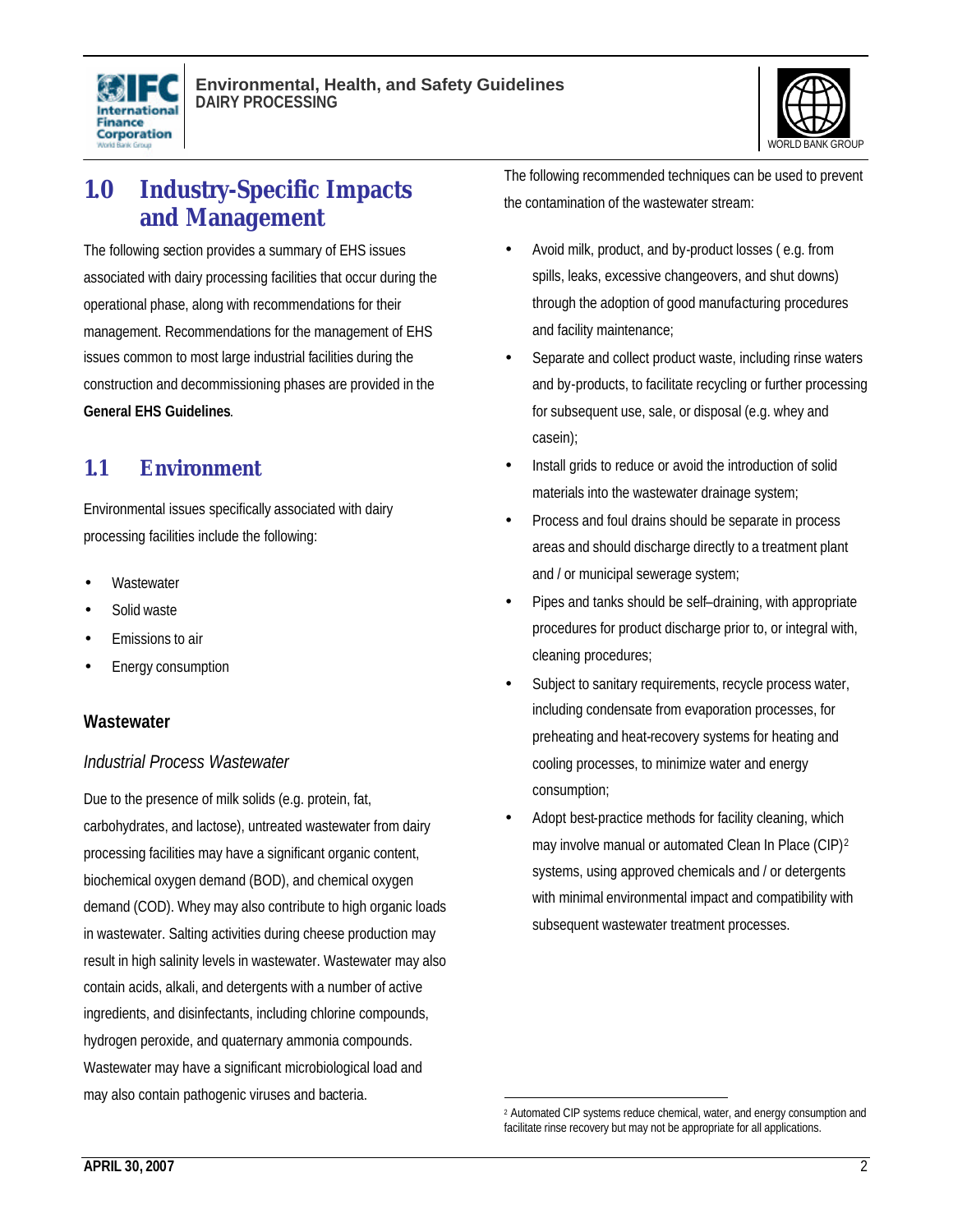# 1.0 Industry-Specific Impacts and Management

The following section provides a summary of EHS issues associated with dairy processing facilities that occur during the operational phase, along with recommendations for their management. Recommendations for the management of EHS issues common to most large industrial facilities during the construction and decommissioning phases are provided in the **General EHS Guidelines**.

## 1.1 Environment

Environmental issues specifically associated with dairy processing facilities include the following:

- Wastewater
- Solid waste
- Emissions to air
- Energy consumption

### Wastewater

*Industrial Process Wastewater*

Due to the presence of milk solids (e.g. protein, fat, carbohydrates, and lactose), untreated wastewater from dairy processing facilities may have a significant organic content, biochemical oxygen demand (BOD), and chemical oxygen demand (COD). Whey may also contribute to high organic loads in wastewater. Salting activities during cheese production may result in high salinity levels in wastewater. Wastewater may also contain acids, alkali, and detergents with a number of active ingredients, and disinfectants, including chlorine compounds, hydrogen peroxide, and quaternary ammonia compounds. Wastewater may have a significant microbiological load and may also contain pathogenic viruses and bacteria.

The following recommended techniques can be used to prevent the contamination of the wastewater stream:

- Avoid milk, product, and by-product losses ( e.g. from spills, leaks, excessive changeovers, and shut downs) through the adoption of good manufacturing procedures and facility maintenance;
- Separate and collect product waste, including rinse waters and by-products, to facilitate recycling or further processing for subsequent use, sale, or disposal (e.g. whey and casein);
- Install grids to reduce or avoid the introduction of solid materials into the wastewater drainage system;
- Process and foul drains should be separate in process areas and should discharge directly to a treatment plant and / or municipal sewerage system;
- Pipes and tanks should be self–draining, with appropriate procedures for product discharge prior to, or integral with, cleaning procedures;
- Subject to sanitary requirements, recycle process water, including condensate from evaporation processes, for preheating and heat-recovery systems for heating and cooling processes, to minimize water and energy consumption;
- Adopt best-practice methods for facility cleaning, which may involve manual or automated Clean In Place (CIP)[2] systems, using approved chemicals and / or detergents with minimal environmental impact and compatibility with subsequent wastewater treatment processes.

[2] Automated CIP systems reduce chemical, water, and energy consumption and facilitate rinse recovery but may not be appropriate for all applications.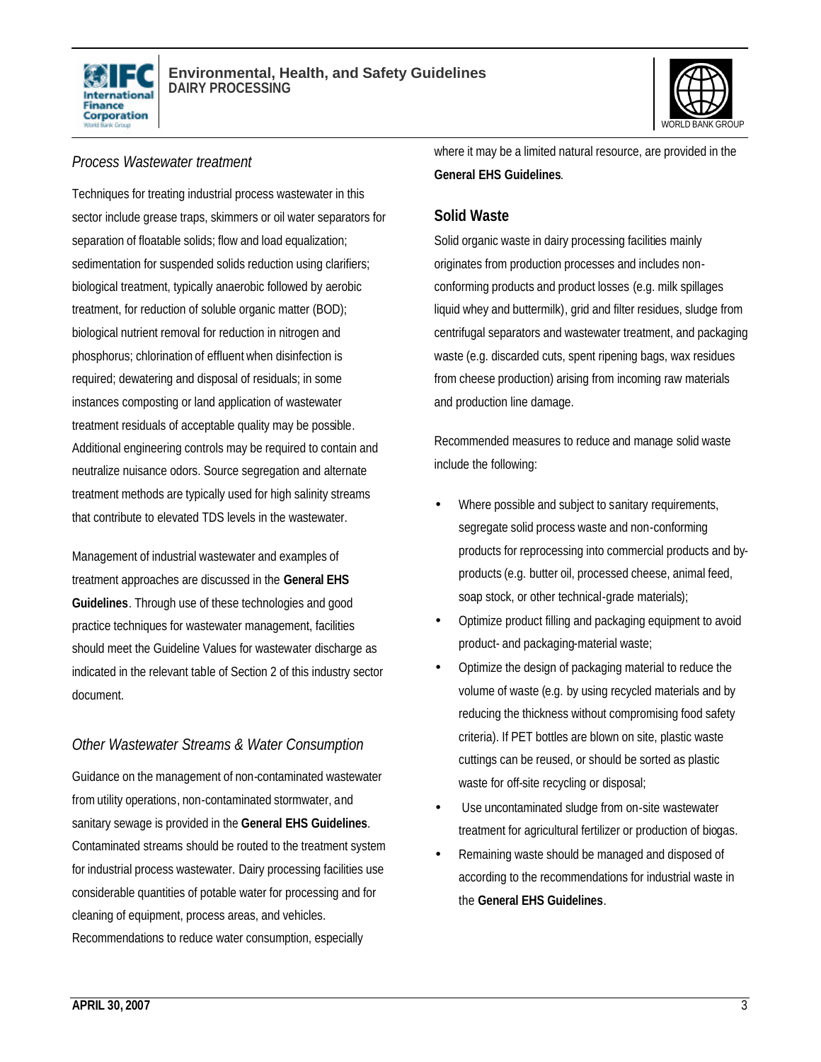*Process Wastewater treatment*

Techniques for treating industrial process wastewater in this sector include grease traps, skimmers or oil water separators for separation of floatable solids; flow and load equalization; sedimentation for suspended solids reduction using clarifiers; biological treatment, typically anaerobic followed by aerobic treatment, for reduction of soluble organic matter (BOD); biological nutrient removal for reduction in nitrogen and phosphorus; chlorination of effluent when disinfection is required; dewatering and disposal of residuals; in some instances composting or land application of wastewater treatment residuals of acceptable quality may be possible. Additional engineering controls may be required to contain and neutralize nuisance odors. Source segregation and alternate treatment methods are typically used for high salinity streams that contribute to elevated TDS levels in the wastewater.

Management of industrial wastewater and examples of treatment approaches are discussed in the **General EHS Guidelines**. Through use of these technologies and good practice techniques for wastewater management, facilities should meet the Guideline Values for wastewater discharge as indicated in the relevant table of Section 2 of this industry sector document.

*Other Wastewater Streams & Water Consumption*

Guidance on the management of non-contaminated wastewater from utility operations, non-contaminated stormwater, and sanitary sewage is provided in the **General EHS Guidelines**. Contaminated streams should be routed to the treatment system for industrial process wastewater. Dairy processing facilities use considerable quantities of potable water for processing and for cleaning of equipment, process areas, and vehicles. Recommendations to reduce water consumption, especially where it may be a limited natural resource, are provided in the **General EHS Guidelines**.

## Solid Waste

Solid organic waste in dairy processing facilities mainly originates from production processes and includes non-conforming products and product losses (e.g. milk spillages liquid whey and buttermilk), grid and filter residues, sludge from centrifugal separators and wastewater treatment, and packaging waste (e.g. discarded cuts, spent ripening bags, wax residues from cheese production) arising from incoming raw materials and production line damage.

Recommended measures to reduce and manage solid waste include the following:

- Where possible and subject to sanitary requirements, segregate solid process waste and non-conforming products for reprocessing into commercial products and by-products (e.g. butter oil, processed cheese, animal feed, soap stock, or other technical-grade materials);
- Optimize product filling and packaging equipment to avoid product- and packaging-material waste;
- Optimize the design of packaging material to reduce the volume of waste (e.g. by using recycled materials and by reducing the thickness without compromising food safety criteria). If PET bottles are blown on site, plastic waste cuttings can be reused, or should be sorted as plastic waste for off-site recycling or disposal;
- Use uncontaminated sludge from on-site wastewater treatment for agricultural fertilizer or production of biogas.
- Remaining waste should be managed and disposed of according to the recommendations for industrial waste in the **General EHS Guidelines**.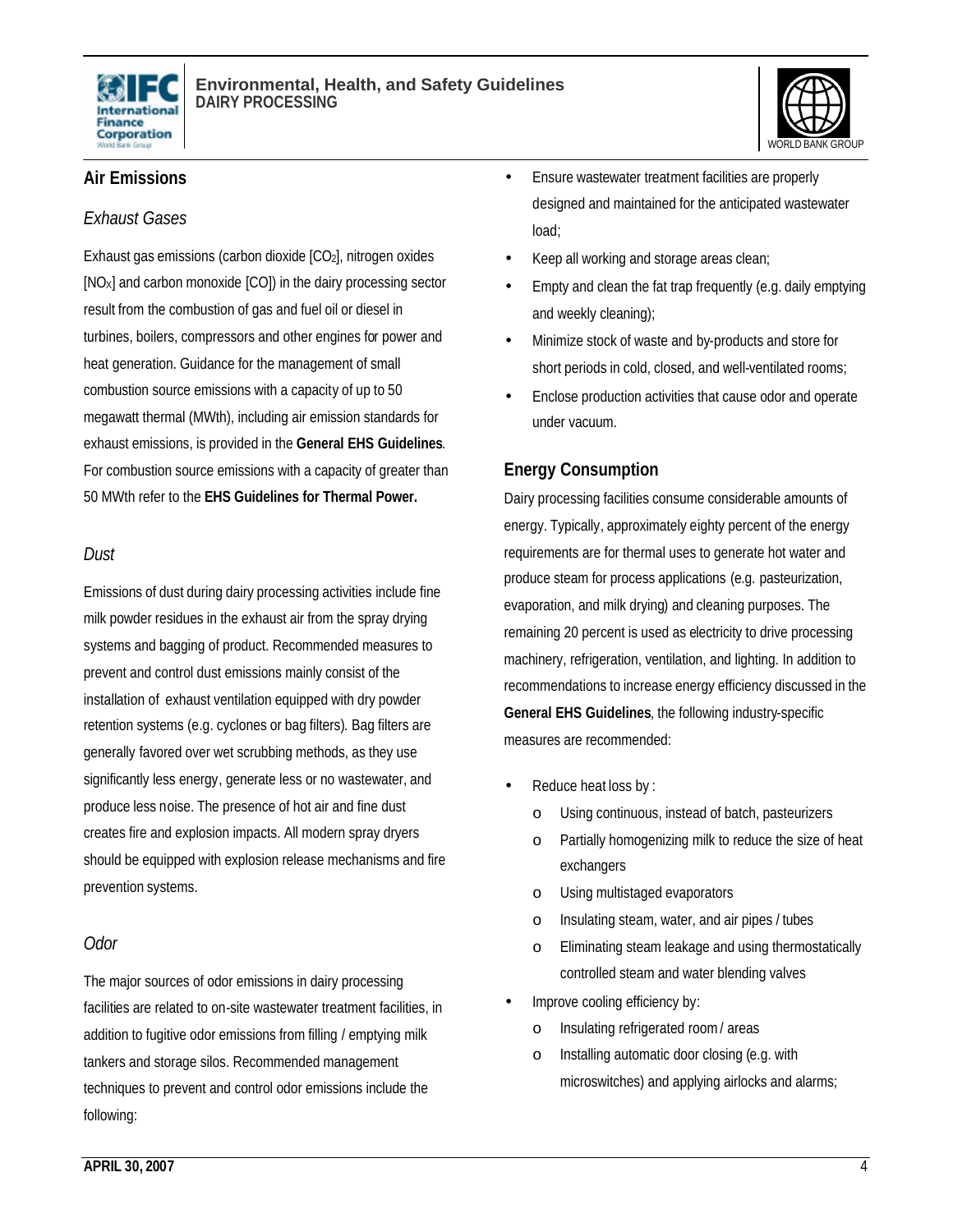## Air Emissions

### *Exhaust Gases*

Exhaust gas emissions (carbon dioxide [$CO_2$], nitrogen oxides [$NO_X$] and carbon monoxide [CO]) in the dairy processing sector result from the combustion of gas and fuel oil or diesel in turbines, boilers, compressors and other engines for power and heat generation. Guidance for the management of small combustion source emissions with a capacity of up to 50 megawatt thermal (MWth), including air emission standards for exhaust emissions, is provided in the **General EHS Guidelines**. For combustion source emissions with a capacity of greater than 50 MWth refer to the **EHS Guidelines for Thermal Power.**

### *Dust*

Emissions of dust during dairy processing activities include fine milk powder residues in the exhaust air from the spray drying systems and bagging of product. Recommended measures to prevent and control dust emissions mainly consist of the installation of exhaust ventilation equipped with dry powder retention systems (e.g. cyclones or bag filters). Bag filters are generally favored over wet scrubbing methods, as they use significantly less energy, generate less or no wastewater, and produce less noise. The presence of hot air and fine dust creates fire and explosion impacts. All modern spray dryers should be equipped with explosion release mechanisms and fire prevention systems.

### *Odor*

The major sources of odor emissions in dairy processing facilities are related to on-site wastewater treatment facilities, in addition to fugitive odor emissions from filling / emptying milk tankers and storage silos. Recommended management techniques to prevent and control odor emissions include the following:

- Ensure wastewater treatment facilities are properly designed and maintained for the anticipated wastewater load;
- Keep all working and storage areas clean;
- Empty and clean the fat trap frequently (e.g. daily emptying and weekly cleaning);
- Minimize stock of waste and by-products and store for short periods in cold, closed, and well-ventilated rooms;
- Enclose production activities that cause odor and operate under vacuum.

## Energy Consumption

Dairy processing facilities consume considerable amounts of energy. Typically, approximately eighty percent of the energy requirements are for thermal uses to generate hot water and produce steam for process applications (e.g. pasteurization, evaporation, and milk drying) and cleaning purposes. The remaining 20 percent is used as electricity to drive processing machinery, refrigeration, ventilation, and lighting. In addition to recommendations to increase energy efficiency discussed in the **General EHS Guidelines**, the following industry-specific measures are recommended:

- Reduce heat loss by :
  - Using continuous, instead of batch, pasteurizers
  - Partially homogenizing milk to reduce the size of heat exchangers
  - Using multistaged evaporators
  - Insulating steam, water, and air pipes / tubes
  - Eliminating steam leakage and using thermostatically controlled steam and water blending valves
- Improve cooling efficiency by:
  - Insulating refrigerated room / areas
  - Installing automatic door closing (e.g. with microswitches) and applying airlocks and alarms;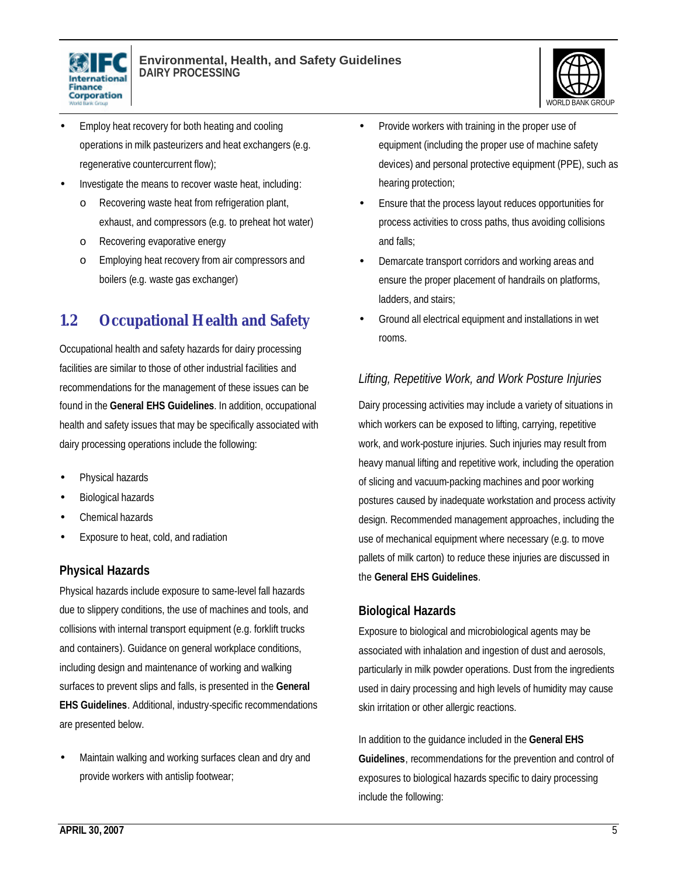- Employ heat recovery for both heating and cooling operations in milk pasteurizers and heat exchangers (e.g. regenerative countercurrent flow);
- Investigate the means to recover waste heat, including:
  - o Recovering waste heat from refrigeration plant, exhaust, and compressors (e.g. to preheat hot water)
  - o Recovering evaporative energy
  - o Employing heat recovery from air compressors and boilers (e.g. waste gas exchanger)

## 1.2 Occupational Health and Safety

Occupational health and safety hazards for dairy processing facilities are similar to those of other industrial facilities and recommendations for the management of these issues can be found in the **General EHS Guidelines**. In addition, occupational health and safety issues that may be specifically associated with dairy processing operations include the following:

- Physical hazards
- Biological hazards
- Chemical hazards
- Exposure to heat, cold, and radiation

### Physical Hazards

Physical hazards include exposure to same-level fall hazards due to slippery conditions, the use of machines and tools, and collisions with internal transport equipment (e.g. forklift trucks and containers). Guidance on general workplace conditions, including design and maintenance of working and walking surfaces to prevent slips and falls, is presented in the **General EHS Guidelines**. Additional, industry-specific recommendations are presented below.

- Maintain walking and working surfaces clean and dry and provide workers with antislip footwear;
- Provide workers with training in the proper use of equipment (including the proper use of machine safety devices) and personal protective equipment (PPE), such as hearing protection;
- Ensure that the process layout reduces opportunities for process activities to cross paths, thus avoiding collisions and falls;
- Demarcate transport corridors and working areas and ensure the proper placement of handrails on platforms, ladders, and stairs;
- Ground all electrical equipment and installations in wet rooms.

*Lifting, Repetitive Work, and Work Posture Injuries*

Dairy processing activities may include a variety of situations in which workers can be exposed to lifting, carrying, repetitive work, and work-posture injuries. Such injuries may result from heavy manual lifting and repetitive work, including the operation of slicing and vacuum-packing machines and poor working postures caused by inadequate workstation and process activity design. Recommended management approaches, including the use of mechanical equipment where necessary (e.g. to move pallets of milk carton) to reduce these injuries are discussed in the **General EHS Guidelines**.

### Biological Hazards

Exposure to biological and microbiological agents may be associated with inhalation and ingestion of dust and aerosols, particularly in milk powder operations. Dust from the ingredients used in dairy processing and high levels of humidity may cause skin irritation or other allergic reactions.

In addition to the guidance included in the **General EHS Guidelines**, recommendations for the prevention and control of exposures to biological hazards specific to dairy processing include the following: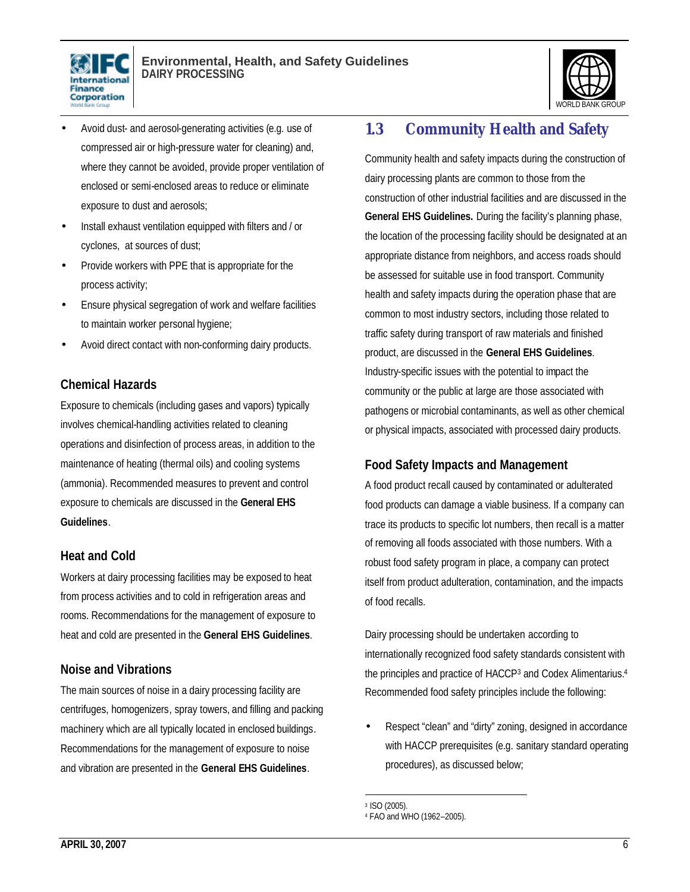- Avoid dust- and aerosol-generating activities (e.g. use of compressed air or high-pressure water for cleaning) and, where they cannot be avoided, provide proper ventilation of enclosed or semi-enclosed areas to reduce or eliminate exposure to dust and aerosols;
- Install exhaust ventilation equipped with filters and / or cyclones, at sources of dust;
- Provide workers with PPE that is appropriate for the process activity;
- Ensure physical segregation of work and welfare facilities to maintain worker personal hygiene;
- Avoid direct contact with non-conforming dairy products.

### Chemical Hazards

Exposure to chemicals (including gases and vapors) typically involves chemical-handling activities related to cleaning operations and disinfection of process areas, in addition to the maintenance of heating (thermal oils) and cooling systems (ammonia). Recommended measures to prevent and control exposure to chemicals are discussed in the **General EHS Guidelines**.

### Heat and Cold

Workers at dairy processing facilities may be exposed to heat from process activities and to cold in refrigeration areas and rooms. Recommendations for the management of exposure to heat and cold are presented in the **General EHS Guidelines**.

### Noise and Vibrations

The main sources of noise in a dairy processing facility are centrifuges, homogenizers, spray towers, and filling and packing machinery which are all typically located in enclosed buildings. Recommendations for the management of exposure to noise and vibration are presented in the **General EHS Guidelines**.

## 1.3 Community Health and Safety

Community health and safety impacts during the construction of dairy processing plants are common to those from the construction of other industrial facilities and are discussed in the **General EHS Guidelines.** During the facility's planning phase, the location of the processing facility should be designated at an appropriate distance from neighbors, and access roads should be assessed for suitable use in food transport. Community health and safety impacts during the operation phase that are common to most industry sectors, including those related to traffic safety during transport of raw materials and finished product, are discussed in the **General EHS Guidelines**. Industry-specific issues with the potential to impact the community or the public at large are those associated with pathogens or microbial contaminants, as well as other chemical or physical impacts, associated with processed dairy products.

### Food Safety Impacts and Management

A food product recall caused by contaminated or adulterated food products can damage a viable business. If a company can trace its products to specific lot numbers, then recall is a matter of removing all foods associated with those numbers. With a robust food safety program in place, a company can protect itself from product adulteration, contamination, and the impacts of food recalls.

Dairy processing should be undertaken according to internationally recognized food safety standards consistent with the principles and practice of HACCP[3] and Codex Alimentarius.[4] Recommended food safety principles include the following:

- Respect "clean" and "dirty" zoning, designed in accordance with HACCP prerequisites (e.g. sanitary standard operating procedures), as discussed below;

[3] ISO (2005).
[4] FAO and WHO (1962–2005).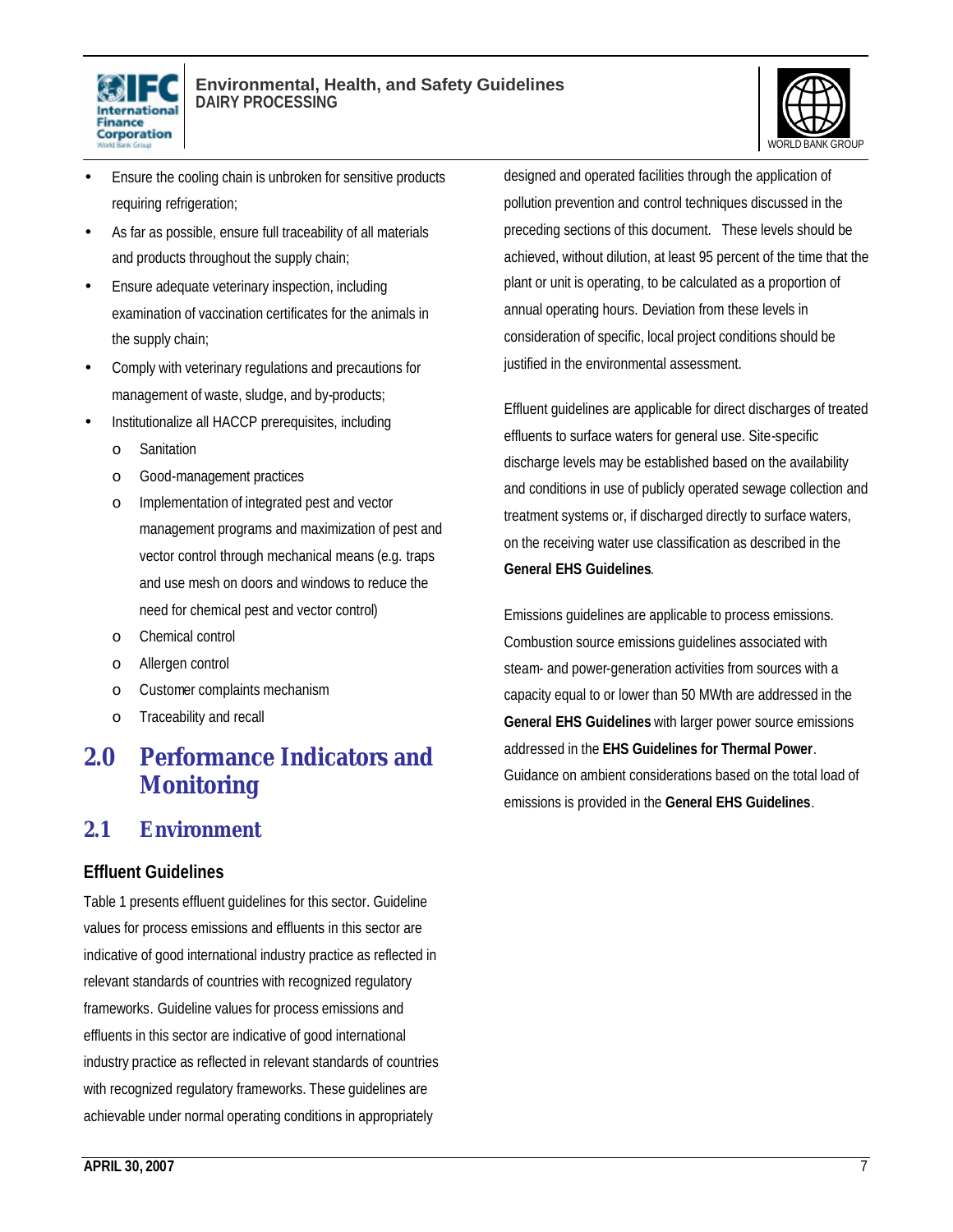- Ensure the cooling chain is unbroken for sensitive products requiring refrigeration;
- As far as possible, ensure full traceability of all materials and products throughout the supply chain;
- Ensure adequate veterinary inspection, including examination of vaccination certificates for the animals in the supply chain;
- Comply with veterinary regulations and precautions for management of waste, sludge, and by-products;
- Institutionalize all HACCP prerequisites, including
  - Sanitation
  - Good-management practices
  - Implementation of integrated pest and vector management programs and maximization of pest and vector control through mechanical means (e.g. traps and use mesh on doors and windows to reduce the need for chemical pest and vector control)
  - Chemical control
  - Allergen control
  - Customer complaints mechanism
  - Traceability and recall

# 2.0 Performance Indicators and Monitoring

## 2.1 Environment

### Effluent Guidelines

Table 1 presents effluent guidelines for this sector. Guideline values for process emissions and effluents in this sector are indicative of good international industry practice as reflected in relevant standards of countries with recognized regulatory frameworks. Guideline values for process emissions and effluents in this sector are indicative of good international industry practice as reflected in relevant standards of countries with recognized regulatory frameworks. These guidelines are achievable under normal operating conditions in appropriately designed and operated facilities through the application of pollution prevention and control techniques discussed in the preceding sections of this document. These levels should be achieved, without dilution, at least 95 percent of the time that the plant or unit is operating, to be calculated as a proportion of annual operating hours. Deviation from these levels in consideration of specific, local project conditions should be justified in the environmental assessment.

Effluent guidelines are applicable for direct discharges of treated effluents to surface waters for general use. Site-specific discharge levels may be established based on the availability and conditions in use of publicly operated sewage collection and treatment systems or, if discharged directly to surface waters, on the receiving water use classification as described in the **General EHS Guidelines**.

Emissions guidelines are applicable to process emissions. Combustion source emissions guidelines associated with steam- and power-generation activities from sources with a capacity equal to or lower than 50 MWth are addressed in the **General EHS Guidelines** with larger power source emissions addressed in the **EHS Guidelines for Thermal Power**. Guidance on ambient considerations based on the total load of emissions is provided in the **General EHS Guidelines**.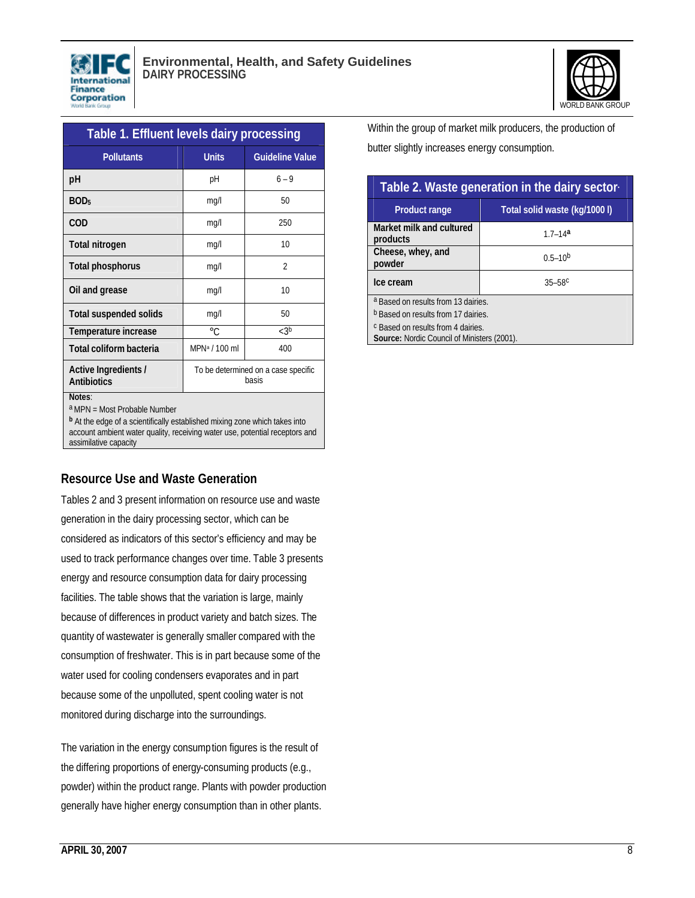| Table 1. Effluent levels dairy processing | | |
|---|---|---|
| **Pollutants** | **Units** | **Guideline Value** |
| **pH** | pH | 6 – 9 |
| **$BOD_5$** | mg/l | 50 |
| **COD** | mg/l | 250 |
| **Total nitrogen** | mg/l | 10 |
| **Total phosphorus** | mg/l | 2 |
| **Oil and grease** | mg/l | 10 |
| **Total suspended solids** | mg/l | 50 |
| **Temperature increase** | °C | <3[b] |
| **Total coliform bacteria** | MPN[a] / 100 ml | 400 |
| **Active Ingredients / Antibiotics** | To be determined on a case specific basis | |

**Notes**:
[a] MPN = Most Probable Number
[b] At the edge of a scientifically established mixing zone which takes into account ambient water quality, receiving water use, potential receptors and assimilative capacity

## Resource Use and Waste Generation

Tables 2 and 3 present information on resource use and waste generation in the dairy processing sector, which can be considered as indicators of this sector's efficiency and may be used to track performance changes over time. Table 3 presents energy and resource consumption data for dairy processing facilities. The table shows that the variation is large, mainly because of differences in product variety and batch sizes. The quantity of wastewater is generally smaller compared with the consumption of freshwater. This is in part because some of the water used for cooling condensers evaporates and in part because some of the unpolluted, spent cooling water is not monitored during discharge into the surroundings.

The variation in the energy consumption figures is the result of the differing proportions of energy-consuming products (e.g., powder) within the product range. Plants with powder production generally have higher energy consumption than in other plants. Within the group of market milk producers, the production of butter slightly increases energy consumption.

| Table 2. Waste generation in the dairy sector | |
|---|---|
| **Product range** | **Total solid waste (kg/1000 l)** |
| **Market milk and cultured products** | 1.7–14[a] |
| **Cheese, whey, and powder** | 0.5–10[b] |
| **Ice cream** | 35–58[c] |

[a] Based on results from 13 dairies.
[b] Based on results from 17 dairies.
[c] Based on results from 4 dairies.
**Source:** Nordic Council of Ministers (2001).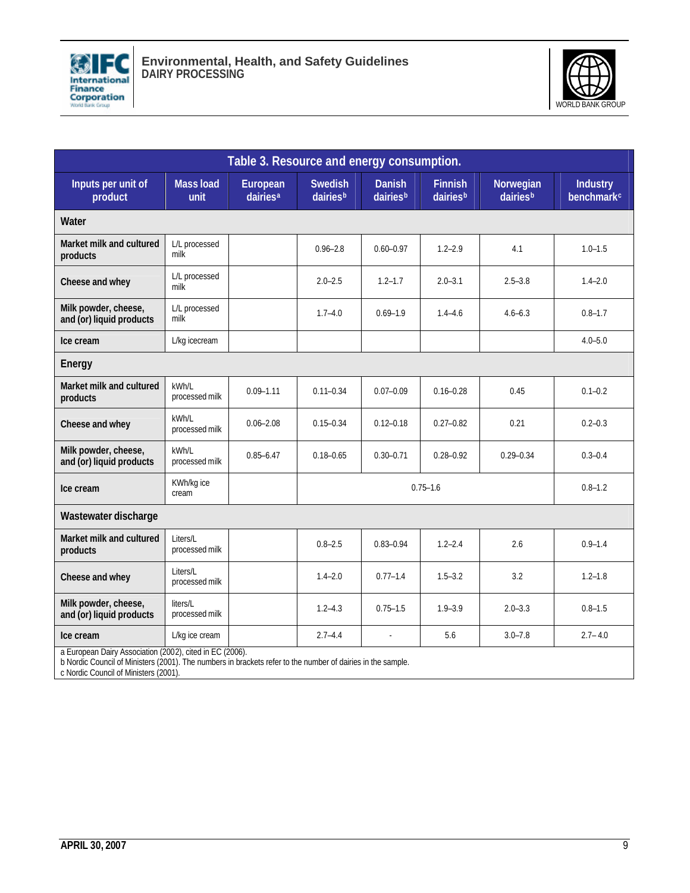| Table 3. Resource and energy consumption. | | | | | | | |
|---|---|---|---|---|---|---|---|
| Inputs per unit of product | Mass load unit | European dairies[a] | Swedish dairies[b] | Danish dairies[b] | Finnish dairies[b] | Norwegian dairies[b] | Industry benchmark[c] |
| **Water** | | | | | | | |
| Market milk and cultured products | L/L processed milk | | 0.96–2.8 | 0.60–0.97 | 1.2–2.9 | 4.1 | 1.0–1.5 |
| Cheese and whey | L/L processed milk | | 2.0–2.5 | 1.2–1.7 | 2.0–3.1 | 2.5–3.8 | 1.4–2.0 |
| Milk powder, cheese, and (or) liquid products | L/L processed milk | | 1.7–4.0 | 0.69–1.9 | 1.4–4.6 | 4.6–6.3 | 0.8–1.7 |
| Ice cream | L/kg icecream | | | | | | 4.0–5.0 |
| **Energy** | | | | | | | |
| Market milk and cultured products | kWh/L processed milk | 0.09–1.11 | 0.11–0.34 | 0.07–0.09 | 0.16–0.28 | 0.45 | 0.1–0.2 |
| Cheese and whey | kWh/L processed milk | 0.06–2.08 | 0.15–0.34 | 0.12–0.18 | 0.27–0.82 | 0.21 | 0.2–0.3 |
| Milk powder, cheese, and (or) liquid products | kWh/L processed milk | 0.85–6.47 | 0.18–0.65 | 0.30–0.71 | 0.28–0.92 | 0.29–0.34 | 0.3–0.4 |
| Ice cream | KWh/kg ice cream | | 0.75–1.6 | | | | 0.8–1.2 |
| **Wastewater discharge** | | | | | | | |
| Market milk and cultured products | Liters/L processed milk | | 0.8–2.5 | 0.83–0.94 | 1.2–2.4 | 2.6 | 0.9–1.4 |
| Cheese and whey | Liters/L processed milk | | 1.4–2.0 | 0.77–1.4 | 1.5–3.2 | 3.2 | 1.2–1.8 |
| Milk powder, cheese, and (or) liquid products | liters/L processed milk | | 1.2–4.3 | 0.75–1.5 | 1.9–3.9 | 2.0–3.3 | 0.8–1.5 |
| Ice cream | L/kg ice cream | | 2.7–4.4 | - | 5.6 | 3.0–7.8 | 2.7– 4.0 |

a European Dairy Association (2002), cited in EC (2006).
b Nordic Council of Ministers (2001). The numbers in brackets refer to the number of dairies in the sample.
c Nordic Council of Ministers (2001).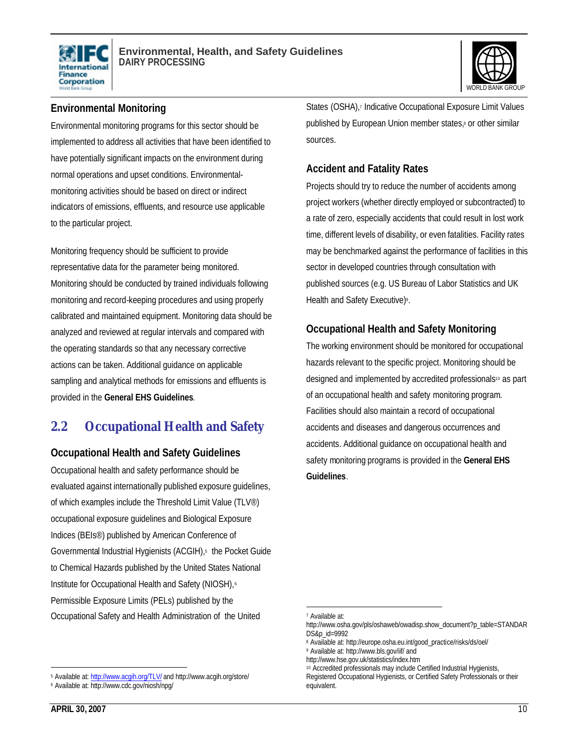### Environmental Monitoring

Environmental monitoring programs for this sector should be implemented to address all activities that have been identified to have potentially significant impacts on the environment during normal operations and upset conditions. Environmental-monitoring activities should be based on direct or indirect indicators of emissions, effluents, and resource use applicable to the particular project.

Monitoring frequency should be sufficient to provide representative data for the parameter being monitored. Monitoring should be conducted by trained individuals following monitoring and record-keeping procedures and using properly calibrated and maintained equipment. Monitoring data should be analyzed and reviewed at regular intervals and compared with the operating standards so that any necessary corrective actions can be taken. Additional guidance on applicable sampling and analytical methods for emissions and effluents is provided in the **General EHS Guidelines**.

## 2.2 Occupational Health and Safety

### Occupational Health and Safety Guidelines

Occupational health and safety performance should be evaluated against internationally published exposure guidelines, of which examples include the Threshold Limit Value (TLV®) occupational exposure guidelines and Biological Exposure Indices (BEIs®) published by American Conference of Governmental Industrial Hygienists (ACGIH),[5] the Pocket Guide to Chemical Hazards published by the United States National Institute for Occupational Health and Safety (NIOSH),[6] Permissible Exposure Limits (PELs) published by the Occupational Safety and Health Administration of the United States (OSHA),[7] Indicative Occupational Exposure Limit Values published by European Union member states,[8] or other similar sources.

### Accident and Fatality Rates

Projects should try to reduce the number of accidents among project workers (whether directly employed or subcontracted) to a rate of zero, especially accidents that could result in lost work time, different levels of disability, or even fatalities. Facility rates may be benchmarked against the performance of facilities in this sector in developed countries through consultation with published sources (e.g. US Bureau of Labor Statistics and UK Health and Safety Executive)[9].

### Occupational Health and Safety Monitoring

The working environment should be monitored for occupational hazards relevant to the specific project. Monitoring should be designed and implemented by accredited professionals[10] as part of an occupational health and safety monitoring program. Facilities should also maintain a record of occupational accidents and diseases and dangerous occurrences and accidents. Additional guidance on occupational health and safety monitoring programs is provided in the **General EHS Guidelines**.

---

[5] Available at: http://www.acgih.org/TLV/ and http://www.acgih.org/store/

[6] Available at: http://www.cdc.gov/niosh/npg/

[7] Available at: http://www.osha.gov/pls/oshaweb/owadisp.show_document?p_table=STANDARDS&p_id=9992

[8] Available at: http://europe.osha.eu.int/good_practice/risks/ds/oel/

[9] Available at: http://www.bls.gov/iif/ and http://www.hse.gov.uk/statistics/index.htm

[10] Accredited professionals may include Certified Industrial Hygienists, Registered Occupational Hygienists, or Certified Safety Professionals or their equivalent.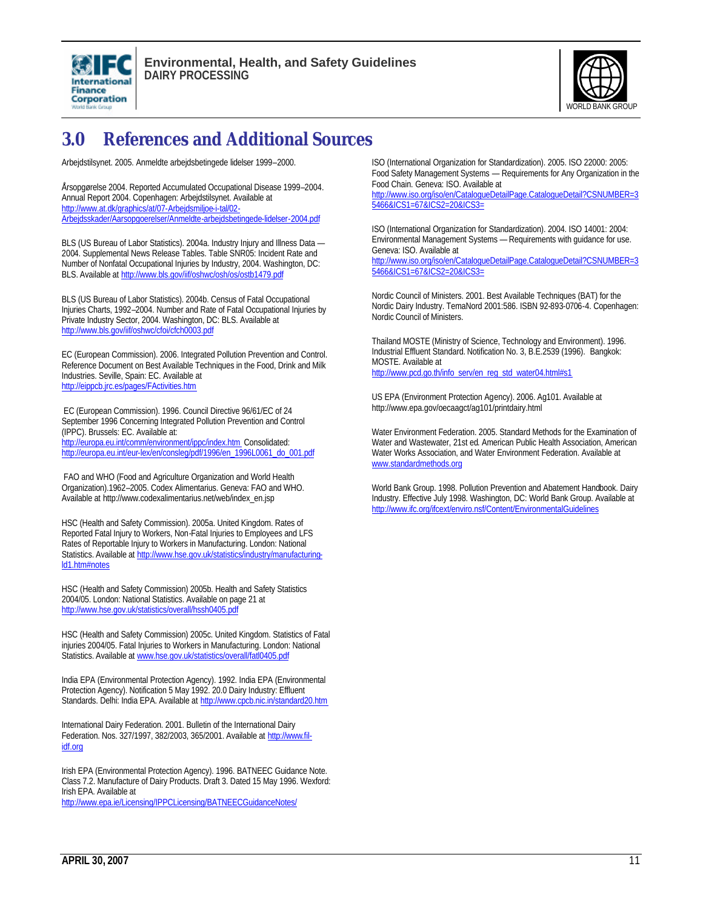# 3.0 References and Additional Sources

Arbejdstilsynet. 2005. Anmeldte arbejdsbetingede lidelser 1999–2000.

Årsopgørelse 2004. Reported Accumulated Occupational Disease 1999–2004. Annual Report 2004. Copenhagen: Arbejdstilsynet. Available at http://www.at.dk/graphics/at/07-Arbejdsmiljoe-i-tal/02-Arbejdsskader/Aarsopgoerelser/Anmeldte-arbejdsbetingede-lidelser-2004.pdf

BLS (US Bureau of Labor Statistics). 2004a. Industry Injury and Illness Data — 2004. Supplemental News Release Tables. Table SNR05: Incident Rate and Number of Nonfatal Occupational Injuries by Industry, 2004. Washington, DC: BLS. Available at http://www.bls.gov/iif/oshwc/osh/os/ostb1479.pdf

BLS (US Bureau of Labor Statistics). 2004b. Census of Fatal Occupational Injuries Charts, 1992–2004. Number and Rate of Fatal Occupational Injuries by Private Industry Sector, 2004. Washington, DC: BLS. Available at http://www.bls.gov/iif/oshwc/cfoi/cfch0003.pdf

EC (European Commission). 2006. Integrated Pollution Prevention and Control. Reference Document on Best Available Techniques in the Food, Drink and Milk Industries. Seville, Spain: EC. Available at http://eippcb.jrc.es/pages/FActivities.htm

EC (European Commission). 1996. Council Directive 96/61/EC of 24 September 1996 Concerning Integrated Pollution Prevention and Control (IPPC). Brussels: EC. Available at: http://europa.eu.int/comm/environment/ippc/index.htm Consolidated: http://europa.eu.int/eur-lex/en/consleg/pdf/1996/en_1996L0061_do_001.pdf

FAO and WHO (Food and Agriculture Organization and World Health Organization).1962–2005. Codex Alimentarius. Geneva: FAO and WHO. Available at http://www.codexalimentarius.net/web/index_en.jsp

HSC (Health and Safety Commission). 2005a. United Kingdom. Rates of Reported Fatal Injury to Workers, Non-Fatal Injuries to Employees and LFS Rates of Reportable Injury to Workers in Manufacturing. London: National Statistics. Available at http://www.hse.gov.uk/statistics/industry/manufacturing-ld1.htm#notes

HSC (Health and Safety Commission) 2005b. Health and Safety Statistics 2004/05. London: National Statistics. Available on page 21 at http://www.hse.gov.uk/statistics/overall/hssh0405.pdf

HSC (Health and Safety Commission) 2005c. United Kingdom. Statistics of Fatal injuries 2004/05. Fatal Injuries to Workers in Manufacturing. London: National Statistics. Available at www.hse.gov.uk/statistics/overall/fatl0405.pdf

India EPA (Environmental Protection Agency). 1992. India EPA (Environmental Protection Agency). Notification 5 May 1992. 20.0 Dairy Industry: Effluent Standards. Delhi: India EPA. Available at http://www.cpcb.nic.in/standard20.htm

International Dairy Federation. 2001. Bulletin of the International Dairy Federation. Nos. 327/1997, 382/2003, 365/2001. Available at http://www.fil-idf.org

Irish EPA (Environmental Protection Agency). 1996. BATNEEC Guidance Note. Class 7.2. Manufacture of Dairy Products. Draft 3. Dated 15 May 1996. Wexford: Irish EPA. Available at http://www.epa.ie/Licensing/IPPCLicensing/BATNEECGuidanceNotes/

ISO (International Organization for Standardization). 2005. ISO 22000: 2005: Food Safety Management Systems — Requirements for Any Organization in the Food Chain. Geneva: ISO. Available at http://www.iso.org/iso/en/CatalogueDetailPage.CatalogueDetail?CSNUMBER=35466&ICS1=67&ICS2=20&ICS3=

ISO (International Organization for Standardization). 2004. ISO 14001: 2004: Environmental Management Systems — Requirements with guidance for use. Geneva: ISO. Available at http://www.iso.org/iso/en/CatalogueDetailPage.CatalogueDetail?CSNUMBER=35466&ICS1=67&ICS2=20&ICS3=

Nordic Council of Ministers. 2001. Best Available Techniques (BAT) for the Nordic Dairy Industry. TemaNord 2001:586. ISBN 92-893-0706-4. Copenhagen: Nordic Council of Ministers.

Thailand MOSTE (Ministry of Science, Technology and Environment). 1996. Industrial Effluent Standard. Notification No. 3, B.E.2539 (1996). Bangkok: MOSTE. Available at http://www.pcd.go.th/info_serv/en_reg_std_water04.html#s1

US EPA (Environment Protection Agency). 2006. Ag101. Available at http://www.epa.gov/oecaagct/ag101/printdairy.html

Water Environment Federation. 2005. Standard Methods for the Examination of Water and Wastewater, 21st ed. American Public Health Association, American Water Works Association, and Water Environment Federation. Available at www.standardmethods.org

World Bank Group. 1998. Pollution Prevention and Abatement Handbook. Dairy Industry. Effective July 1998. Washington, DC: World Bank Group. Available at http://www.ifc.org/ifcext/enviro.nsf/Content/EnvironmentalGuidelines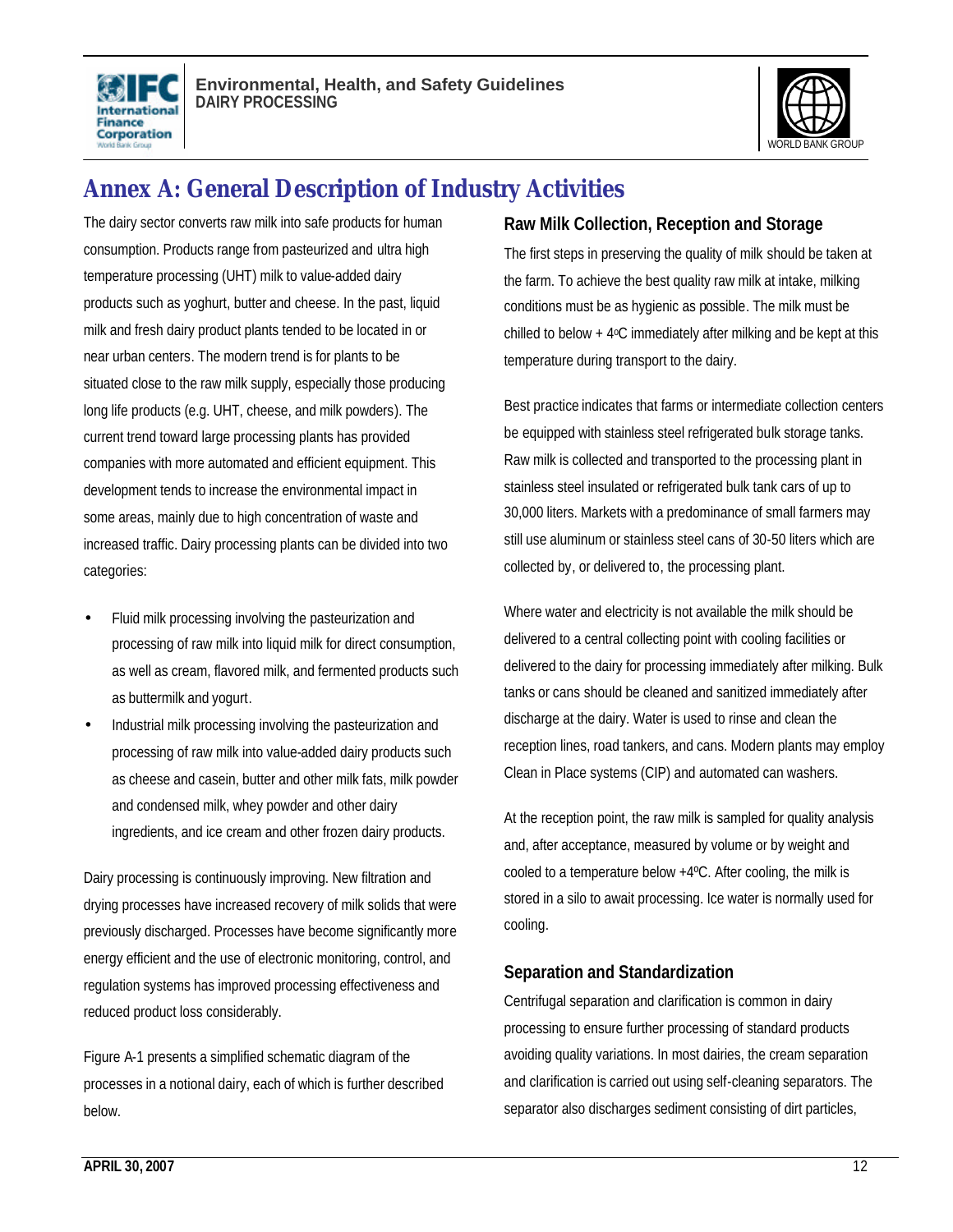# Annex A: General Description of Industry Activities

The dairy sector converts raw milk into safe products for human consumption. Products range from pasteurized and ultra high temperature processing (UHT) milk to value-added dairy products such as yoghurt, butter and cheese. In the past, liquid milk and fresh dairy product plants tended to be located in or near urban centers. The modern trend is for plants to be situated close to the raw milk supply, especially those producing long life products (e.g. UHT, cheese, and milk powders). The current trend toward large processing plants has provided companies with more automated and efficient equipment. This development tends to increase the environmental impact in some areas, mainly due to high concentration of waste and increased traffic. Dairy processing plants can be divided into two categories:

- Fluid milk processing involving the pasteurization and processing of raw milk into liquid milk for direct consumption, as well as cream, flavored milk, and fermented products such as buttermilk and yogurt.
- Industrial milk processing involving the pasteurization and processing of raw milk into value-added dairy products such as cheese and casein, butter and other milk fats, milk powder and condensed milk, whey powder and other dairy ingredients, and ice cream and other frozen dairy products.

Dairy processing is continuously improving. New filtration and drying processes have increased recovery of milk solids that were previously discharged. Processes have become significantly more energy efficient and the use of electronic monitoring, control, and regulation systems has improved processing effectiveness and reduced product loss considerably.

Figure A-1 presents a simplified schematic diagram of the processes in a notional dairy, each of which is further described below.

### Raw Milk Collection, Reception and Storage

The first steps in preserving the quality of milk should be taken at the farm. To achieve the best quality raw milk at intake, milking conditions must be as hygienic as possible. The milk must be chilled to below + 4ºC immediately after milking and be kept at this temperature during transport to the dairy.

Best practice indicates that farms or intermediate collection centers be equipped with stainless steel refrigerated bulk storage tanks. Raw milk is collected and transported to the processing plant in stainless steel insulated or refrigerated bulk tank cars of up to 30,000 liters. Markets with a predominance of small farmers may still use aluminum or stainless steel cans of 30-50 liters which are collected by, or delivered to, the processing plant.

Where water and electricity is not available the milk should be delivered to a central collecting point with cooling facilities or delivered to the dairy for processing immediately after milking. Bulk tanks or cans should be cleaned and sanitized immediately after discharge at the dairy. Water is used to rinse and clean the reception lines, road tankers, and cans. Modern plants may employ Clean in Place systems (CIP) and automated can washers.

At the reception point, the raw milk is sampled for quality analysis and, after acceptance, measured by volume or by weight and cooled to a temperature below +4ºC. After cooling, the milk is stored in a silo to await processing. Ice water is normally used for cooling.

### Separation and Standardization

Centrifugal separation and clarification is common in dairy processing to ensure further processing of standard products avoiding quality variations. In most dairies, the cream separation and clarification is carried out using self-cleaning separators. The separator also discharges sediment consisting of dirt particles,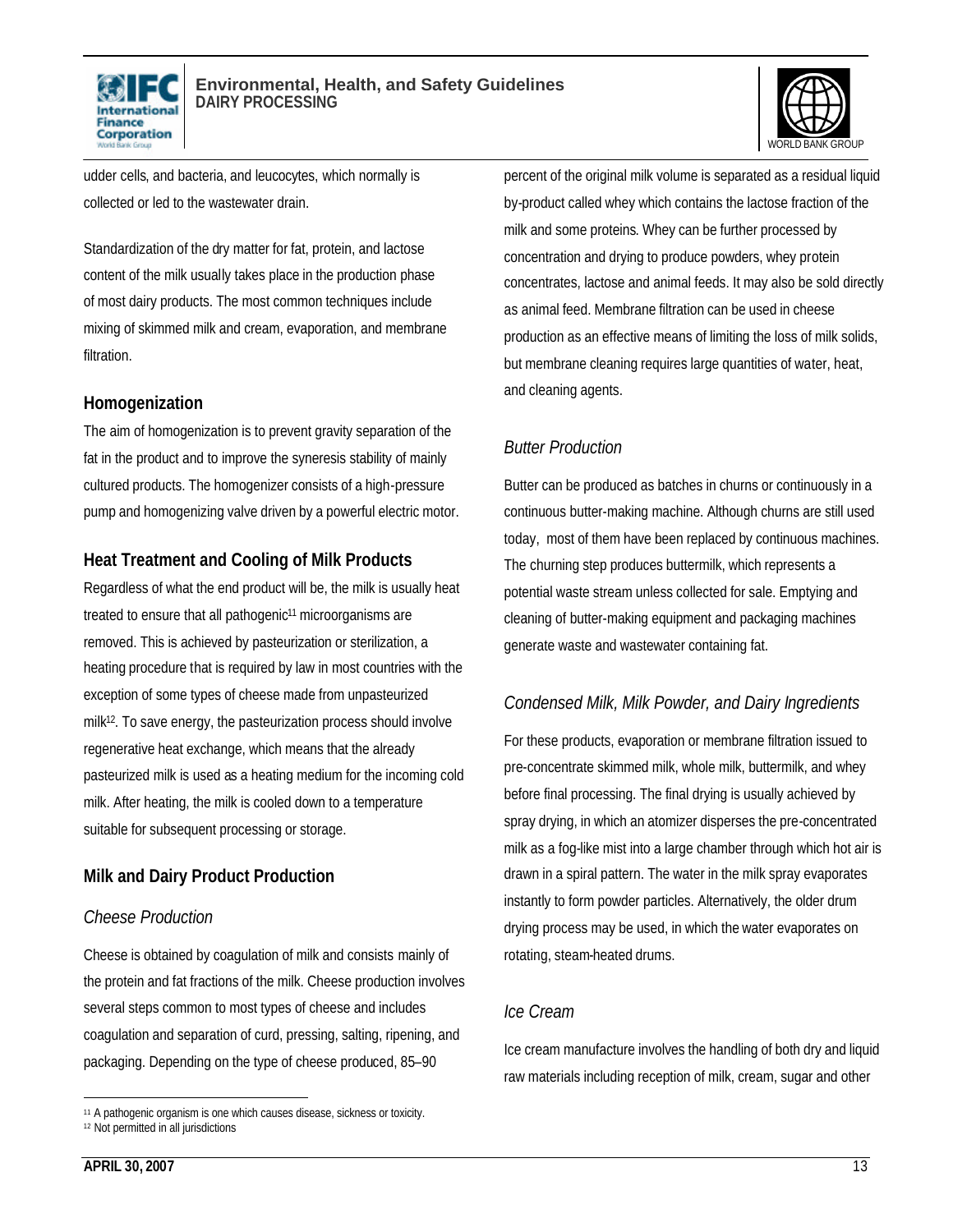udder cells, and bacteria, and leucocytes, which normally is collected or led to the wastewater drain.

Standardization of the dry matter for fat, protein, and lactose content of the milk usually takes place in the production phase of most dairy products. The most common techniques include mixing of skimmed milk and cream, evaporation, and membrane filtration.

## Homogenization

The aim of homogenization is to prevent gravity separation of the fat in the product and to improve the syneresis stability of mainly cultured products. The homogenizer consists of a high-pressure pump and homogenizing valve driven by a powerful electric motor.

## Heat Treatment and Cooling of Milk Products

Regardless of what the end product will be, the milk is usually heat treated to ensure that all pathogenic[11] microorganisms are removed. This is achieved by pasteurization or sterilization, a heating procedure that is required by law in most countries with the exception of some types of cheese made from unpasteurized milk[12]. To save energy, the pasteurization process should involve regenerative heat exchange, which means that the already pasteurized milk is used as a heating medium for the incoming cold milk. After heating, the milk is cooled down to a temperature suitable for subsequent processing or storage.

## Milk and Dairy Product Production

### *Cheese Production*

Cheese is obtained by coagulation of milk and consists mainly of the protein and fat fractions of the milk. Cheese production involves several steps common to most types of cheese and includes coagulation and separation of curd, pressing, salting, ripening, and packaging. Depending on the type of cheese produced, 85–90 percent of the original milk volume is separated as a residual liquid by-product called whey which contains the lactose fraction of the milk and some proteins. Whey can be further processed by concentration and drying to produce powders, whey protein concentrates, lactose and animal feeds. It may also be sold directly as animal feed. Membrane filtration can be used in cheese production as an effective means of limiting the loss of milk solids, but membrane cleaning requires large quantities of water, heat, and cleaning agents.

### *Butter Production*

Butter can be produced as batches in churns or continuously in a continuous butter-making machine. Although churns are still used today, most of them have been replaced by continuous machines. The churning step produces buttermilk, which represents a potential waste stream unless collected for sale. Emptying and cleaning of butter-making equipment and packaging machines generate waste and wastewater containing fat.

### *Condensed Milk, Milk Powder, and Dairy Ingredients*

For these products, evaporation or membrane filtration issued to pre-concentrate skimmed milk, whole milk, buttermilk, and whey before final processing. The final drying is usually achieved by spray drying, in which an atomizer disperses the pre-concentrated milk as a fog-like mist into a large chamber through which hot air is drawn in a spiral pattern. The water in the milk spray evaporates instantly to form powder particles. Alternatively, the older drum drying process may be used, in which the water evaporates on rotating, steam-heated drums.

### *Ice Cream*

Ice cream manufacture involves the handling of both dry and liquid raw materials including reception of milk, cream, sugar and other

---

[11] A pathogenic organism is one which causes disease, sickness or toxicity.

[12] Not permitted in all jurisdictions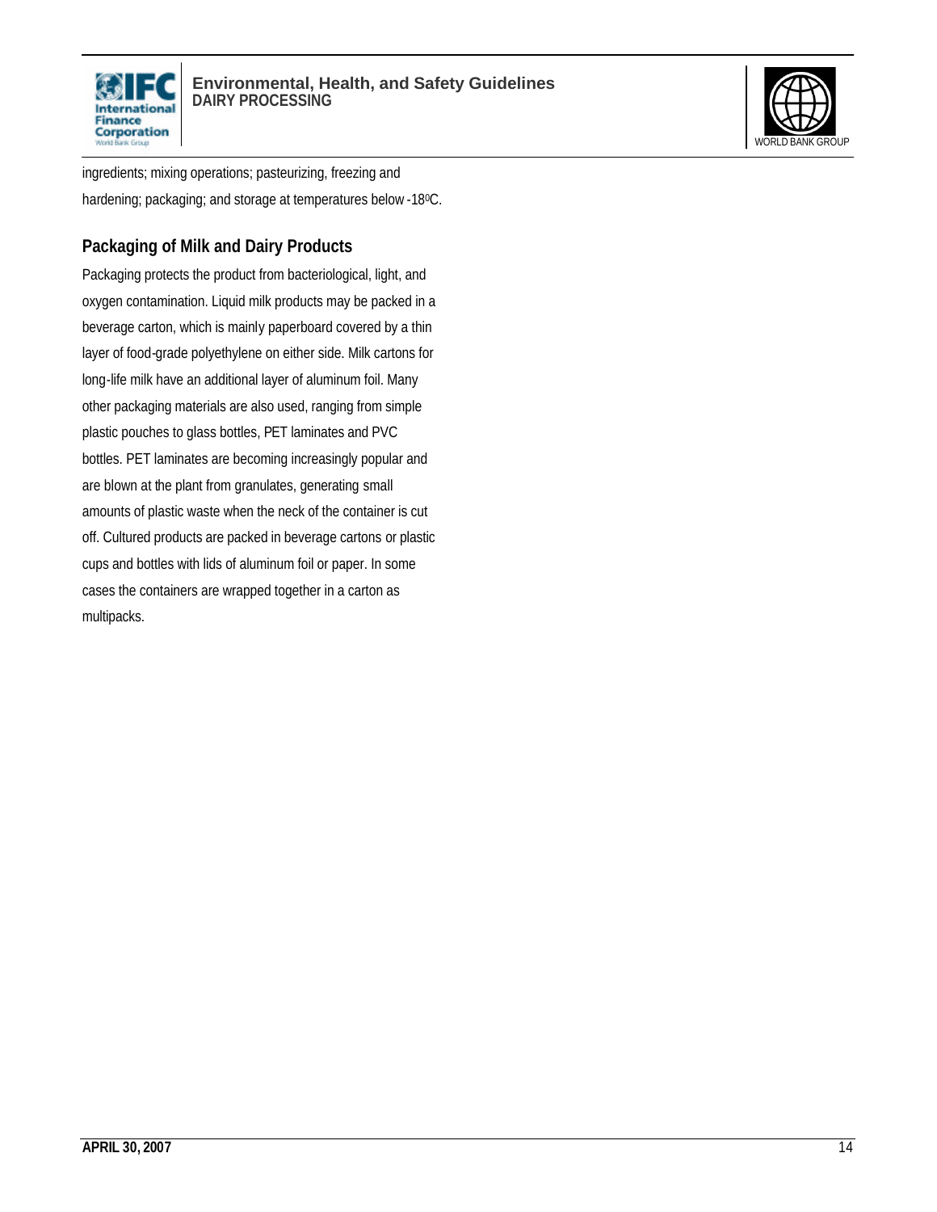ingredients; mixing operations; pasteurizing, freezing and hardening; packaging; and storage at temperatures below -18$^{0}$C.

### Packaging of Milk and Dairy Products

Packaging protects the product from bacteriological, light, and oxygen contamination. Liquid milk products may be packed in a beverage carton, which is mainly paperboard covered by a thin layer of food-grade polyethylene on either side. Milk cartons for long-life milk have an additional layer of aluminum foil. Many other packaging materials are also used, ranging from simple plastic pouches to glass bottles, PET laminates and PVC bottles. PET laminates are becoming increasingly popular and are blown at the plant from granulates, generating small amounts of plastic waste when the neck of the container is cut off. Cultured products are packed in beverage cartons or plastic cups and bottles with lids of aluminum foil or paper. In some cases the containers are wrapped together in a carton as multipacks.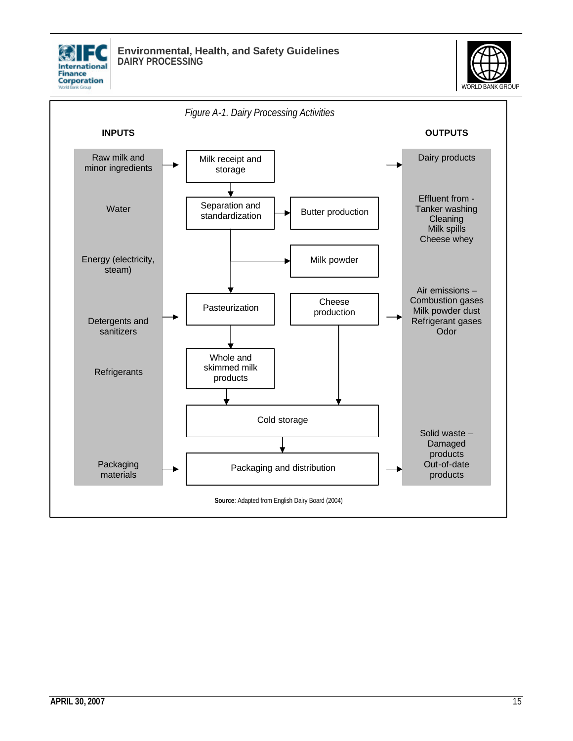*Figure A-1. Dairy Processing Activities*

INPUTS

Raw milk and minor ingredients

Water

Energy (electricity, steam)

Detergents and sanitizers

Refrigerants

Packaging materials

Milk receipt and storage

Separation and standardization

Butter production

Milk powder

Pasteurization

Cheese production

Whole and skimmed milk products

Cold storage

Packaging and distribution

OUTPUTS

Dairy products

Effluent from - Tanker washing Cleaning Milk spills Cheese whey

Air emissions – Combustion gases Milk powder dust Refrigerant gases Odor

Solid waste – Damaged products Out-of-date products

**Source**: Adapted from English Dairy Board (2004)